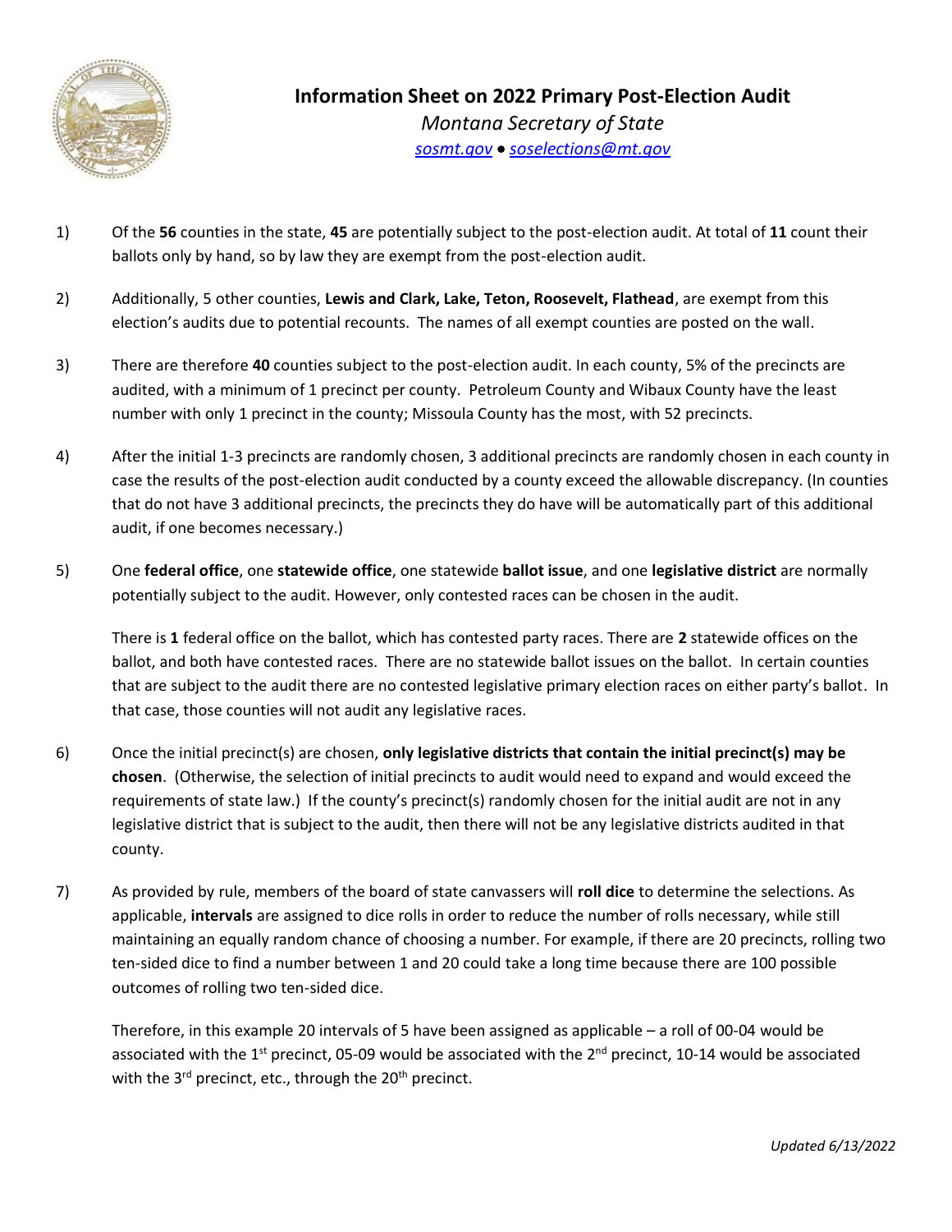# Information Sheet on 2022 Primary Post-Election Audit

*Montana Secretary of State*

*sosmt.gov • soselections@mt.gov*

1) Of the **56** counties in the state, **45** are potentially subject to the post-election audit. At total of **11** count their ballots only by hand, so by law they are exempt from the post-election audit.

2) Additionally, 5 other counties, **Lewis and Clark, Lake, Teton, Roosevelt, Flathead**, are exempt from this election's audits due to potential recounts. The names of all exempt counties are posted on the wall.

3) There are therefore **40** counties subject to the post-election audit. In each county, 5% of the precincts are audited, with a minimum of 1 precinct per county. Petroleum County and Wibaux County have the least number with only 1 precinct in the county; Missoula County has the most, with 52 precincts.

4) After the initial 1-3 precincts are randomly chosen, 3 additional precincts are randomly chosen in each county in case the results of the post-election audit conducted by a county exceed the allowable discrepancy. (In counties that do not have 3 additional precincts, the precincts they do have will be automatically part of this additional audit, if one becomes necessary.)

5) One **federal office**, one **statewide office**, one statewide **ballot issue**, and one **legislative district** are normally potentially subject to the audit. However, only contested races can be chosen in the audit.

   There is **1** federal office on the ballot, which has contested party races. There are **2** statewide offices on the ballot, and both have contested races. There are no statewide ballot issues on the ballot. In certain counties that are subject to the audit there are no contested legislative primary election races on either party's ballot. In that case, those counties will not audit any legislative races.

6) Once the initial precinct(s) are chosen, **only legislative districts that contain the initial precinct(s) may be chosen**. (Otherwise, the selection of initial precincts to audit would need to expand and would exceed the requirements of state law.) If the county's precinct(s) randomly chosen for the initial audit are not in any legislative district that is subject to the audit, then there will not be any legislative districts audited in that county.

7) As provided by rule, members of the board of state canvassers will **roll dice** to determine the selections. As applicable, **intervals** are assigned to dice rolls in order to reduce the number of rolls necessary, while still maintaining an equally random chance of choosing a number. For example, if there are 20 precincts, rolling two ten-sided dice to find a number between 1 and 20 could take a long time because there are 100 possible outcomes of rolling two ten-sided dice.

   Therefore, in this example 20 intervals of 5 have been assigned as applicable – a roll of 00-04 would be associated with the 1st precinct, 05-09 would be associated with the 2nd precinct, 10-14 would be associated with the 3rd precinct, etc., through the 20th precinct.

*Updated 6/13/2022*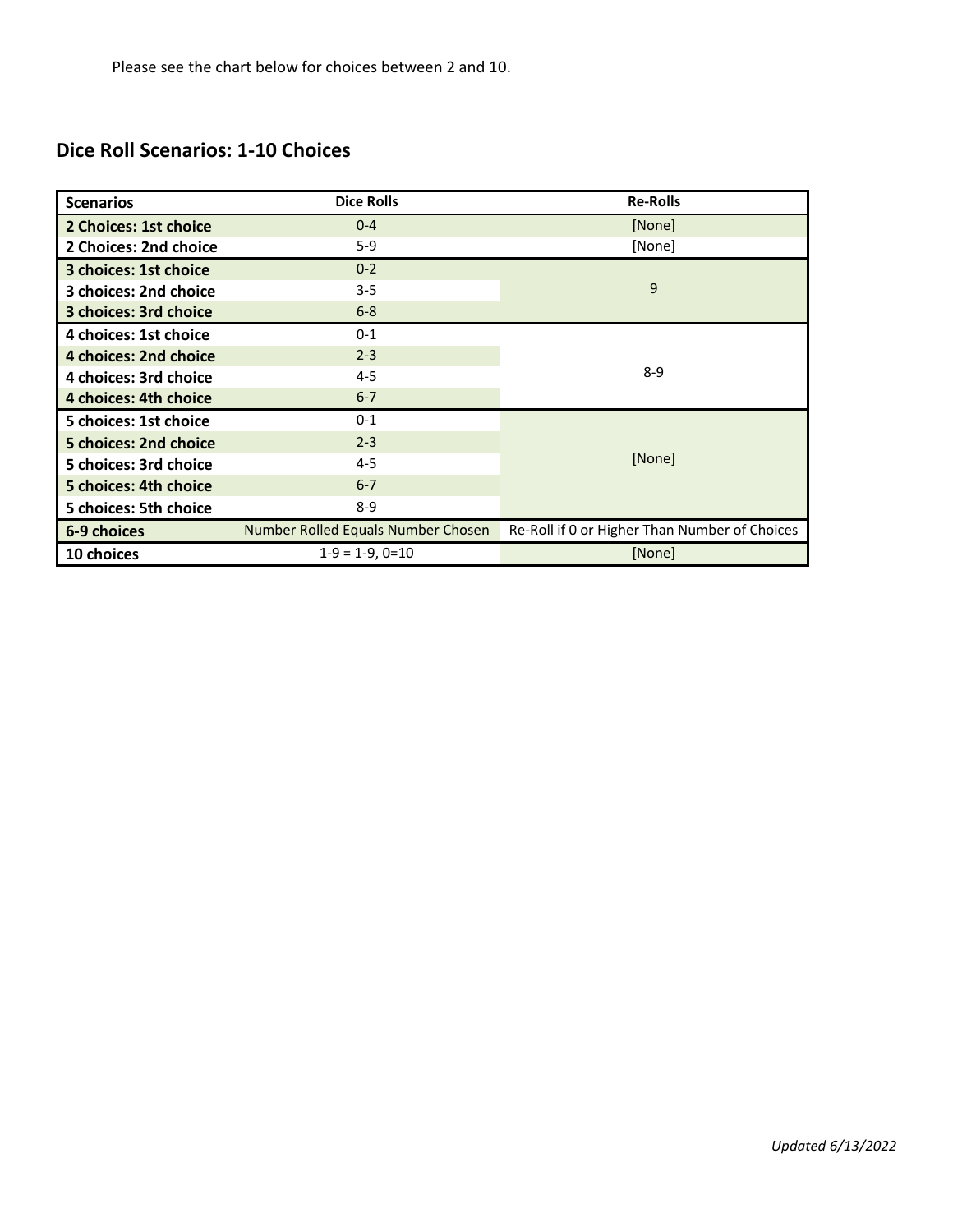Please see the chart below for choices between 2 and 10.

## Dice Roll Scenarios: 1-10 Choices

| Scenarios | Dice Rolls | Re-Rolls |
|---|---|---|
| **2 Choices: 1st choice** | 0-4 | [None] |
| **2 Choices: 2nd choice** | 5-9 | [None] |
| **3 choices: 1st choice** | 0-2 | 9 |
| **3 choices: 2nd choice** | 3-5 | |
| **3 choices: 3rd choice** | 6-8 | |
| **4 choices: 1st choice** | 0-1 | 8-9 |
| **4 choices: 2nd choice** | 2-3 | |
| **4 choices: 3rd choice** | 4-5 | |
| **4 choices: 4th choice** | 6-7 | |
| **5 choices: 1st choice** | 0-1 | [None] |
| **5 choices: 2nd choice** | 2-3 | |
| **5 choices: 3rd choice** | 4-5 | |
| **5 choices: 4th choice** | 6-7 | |
| **5 choices: 5th choice** | 8-9 | |
| **6-9 choices** | Number Rolled Equals Number Chosen | Re-Roll if 0 or Higher Than Number of Choices |
| **10 choices** | 1-9 = 1-9, 0=10 | [None] |

*Updated 6/13/2022*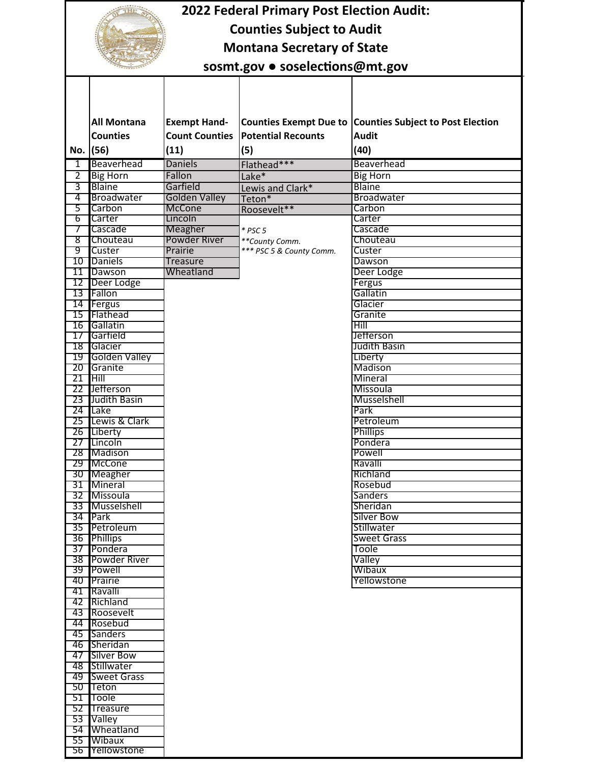# 2022 Federal Primary Post Election Audit:
## Counties Subject to Audit
## Montana Secretary of State
**sosmt.gov ● soselections@mt.gov**

| No. | All Montana Counties (56) | Exempt Hand-Count Counties (11) | Counties Exempt Due to Potential Recounts (5) | Counties Subject to Post Election Audit (40) |
|---|---|---|---|---|
| 1 | Beaverhead | Daniels | Flathead*** | Beaverhead |
| 2 | Big Horn | Fallon | Lake* | Big Horn |
| 3 | Blaine | Garfield | Lewis and Clark* | Blaine |
| 4 | Broadwater | Golden Valley | Teton* | Broadwater |
| 5 | Carbon | McCone | Roosevelt** | Carbon |
| 6 | Carter | Lincoln | | Carter |
| 7 | Cascade | Meagher | *\* PSC 5* | Cascade |
| 8 | Chouteau | Powder River | *\*\*County Comm.* | Chouteau |
| 9 | Custer | Prairie | *\*\*\* PSC 5 & County Comm.* | Custer |
| 10 | Daniels | Treasure | | Dawson |
| 11 | Dawson | Wheatland | | Deer Lodge |
| 12 | Deer Lodge | | | Fergus |
| 13 | Fallon | | | Gallatin |
| 14 | Fergus | | | Glacier |
| 15 | Flathead | | | Granite |
| 16 | Gallatin | | | Hill |
| 17 | Garfield | | | Jefferson |
| 18 | Glacier | | | Judith Basin |
| 19 | Golden Valley | | | Liberty |
| 20 | Granite | | | Madison |
| 21 | Hill | | | Mineral |
| 22 | Jefferson | | | Missoula |
| 23 | Judith Basin | | | Musselshell |
| 24 | Lake | | | Park |
| 25 | Lewis & Clark | | | Petroleum |
| 26 | Liberty | | | Phillips |
| 27 | Lincoln | | | Pondera |
| 28 | Madison | | | Powell |
| 29 | McCone | | | Ravalli |
| 30 | Meagher | | | Richland |
| 31 | Mineral | | | Rosebud |
| 32 | Missoula | | | Sanders |
| 33 | Musselshell | | | Sheridan |
| 34 | Park | | | Silver Bow |
| 35 | Petroleum | | | Stillwater |
| 36 | Phillips | | | Sweet Grass |
| 37 | Pondera | | | Toole |
| 38 | Powder River | | | Valley |
| 39 | Powell | | | Wibaux |
| 40 | Prairie | | | Yellowstone |
| 41 | Ravalli | | | |
| 42 | Richland | | | |
| 43 | Roosevelt | | | |
| 44 | Rosebud | | | |
| 45 | Sanders | | | |
| 46 | Sheridan | | | |
| 47 | Silver Bow | | | |
| 48 | Stillwater | | | |
| 49 | Sweet Grass | | | |
| 50 | Teton | | | |
| 51 | Toole | | | |
| 52 | Treasure | | | |
| 53 | Valley | | | |
| 54 | Wheatland | | | |
| 55 | Wibaux | | | |
| 56 | Yellowstone | | | |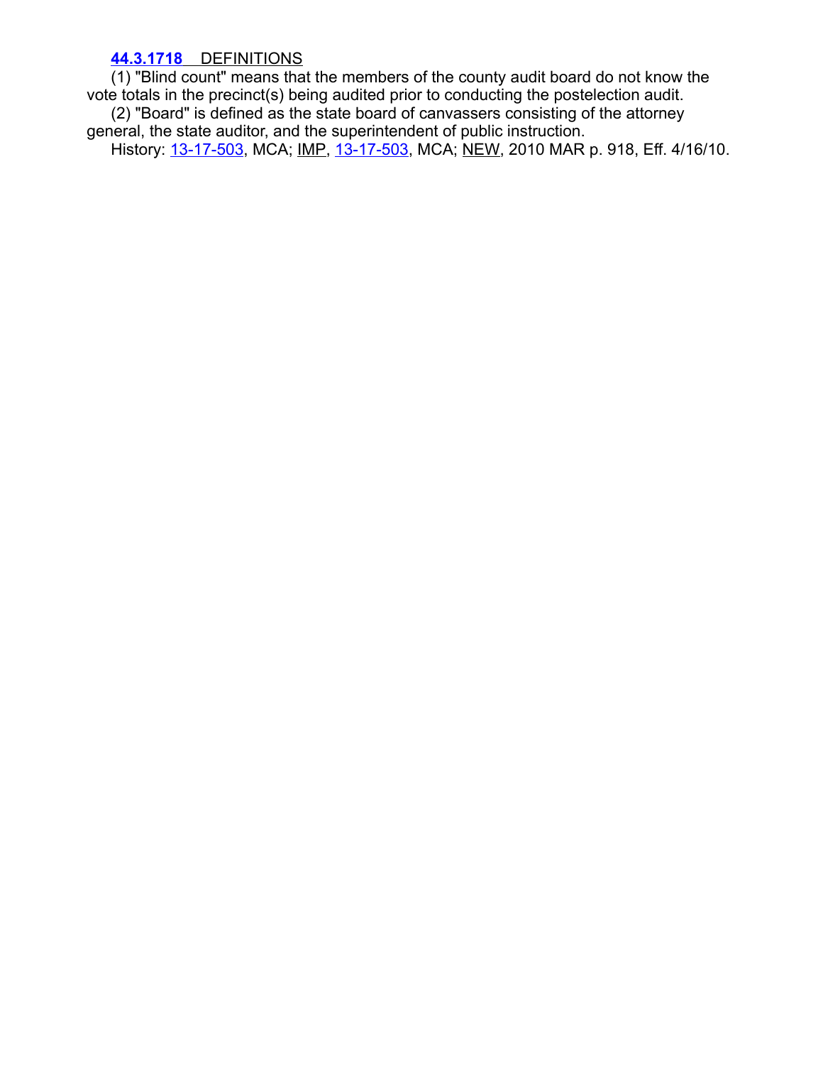**44.3.1718** DEFINITIONS

(1) "Blind count" means that the members of the county audit board do not know the vote totals in the precinct(s) being audited prior to conducting the postelection audit.

(2) "Board" is defined as the state board of canvassers consisting of the attorney general, the state auditor, and the superintendent of public instruction.

History: 13-17-503, MCA; IMP, 13-17-503, MCA; NEW, 2010 MAR p. 918, Eff. 4/16/10.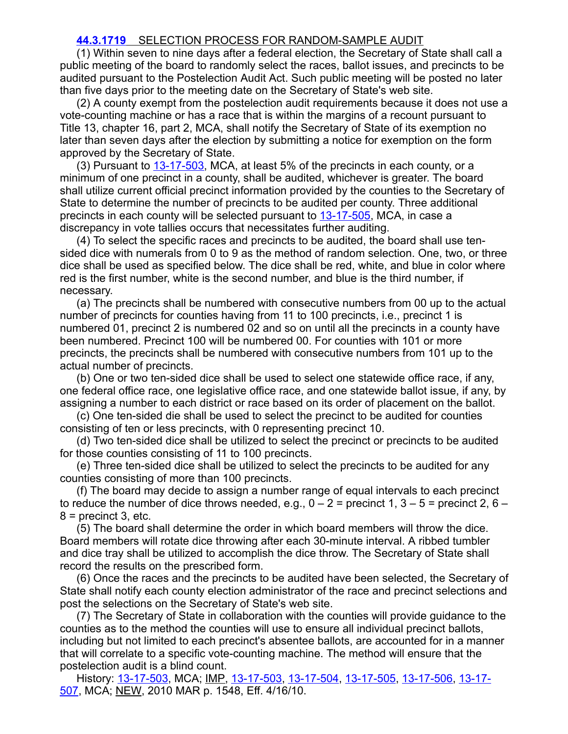### [44.3.1719](#) SELECTION PROCESS FOR RANDOM-SAMPLE AUDIT

(1) Within seven to nine days after a federal election, the Secretary of State shall call a public meeting of the board to randomly select the races, ballot issues, and precincts to be audited pursuant to the Postelection Audit Act. Such public meeting will be posted no later than five days prior to the meeting date on the Secretary of State's web site.

(2) A county exempt from the postelection audit requirements because it does not use a vote-counting machine or has a race that is within the margins of a recount pursuant to Title 13, chapter 16, part 2, MCA, shall notify the Secretary of State of its exemption no later than seven days after the election by submitting a notice for exemption on the form approved by the Secretary of State.

(3) Pursuant to [13-17-503](#), MCA, at least 5% of the precincts in each county, or a minimum of one precinct in a county, shall be audited, whichever is greater. The board shall utilize current official precinct information provided by the counties to the Secretary of State to determine the number of precincts to be audited per county. Three additional precincts in each county will be selected pursuant to [13-17-505](#), MCA, in case a discrepancy in vote tallies occurs that necessitates further auditing.

(4) To select the specific races and precincts to be audited, the board shall use ten-sided dice with numerals from 0 to 9 as the method of random selection. One, two, or three dice shall be used as specified below. The dice shall be red, white, and blue in color where red is the first number, white is the second number, and blue is the third number, if necessary.

(a) The precincts shall be numbered with consecutive numbers from 00 up to the actual number of precincts for counties having from 11 to 100 precincts, i.e., precinct 1 is numbered 01, precinct 2 is numbered 02 and so on until all the precincts in a county have been numbered. Precinct 100 will be numbered 00. For counties with 101 or more precincts, the precincts shall be numbered with consecutive numbers from 101 up to the actual number of precincts.

(b) One or two ten-sided dice shall be used to select one statewide office race, if any, one federal office race, one legislative office race, and one statewide ballot issue, if any, by assigning a number to each district or race based on its order of placement on the ballot.

(c) One ten-sided die shall be used to select the precinct to be audited for counties consisting of ten or less precincts, with 0 representing precinct 10.

(d) Two ten-sided dice shall be utilized to select the precinct or precincts to be audited for those counties consisting of 11 to 100 precincts.

(e) Three ten-sided dice shall be utilized to select the precincts to be audited for any counties consisting of more than 100 precincts.

(f) The board may decide to assign a number range of equal intervals to each precinct to reduce the number of dice throws needed, e.g., 0 – 2 = precinct 1, 3 – 5 = precinct 2, 6 – 8 = precinct 3, etc.

(5) The board shall determine the order in which board members will throw the dice. Board members will rotate dice throwing after each 30-minute interval. A ribbed tumbler and dice tray shall be utilized to accomplish the dice throw. The Secretary of State shall record the results on the prescribed form.

(6) Once the races and the precincts to be audited have been selected, the Secretary of State shall notify each county election administrator of the race and precinct selections and post the selections on the Secretary of State's web site.

(7) The Secretary of State in collaboration with the counties will provide guidance to the counties as to the method the counties will use to ensure all individual precinct ballots, including but not limited to each precinct's absentee ballots, are accounted for in a manner that will correlate to a specific vote-counting machine. The method will ensure that the postelection audit is a blind count.

History: [13-17-503](#), MCA; [IMP](#), [13-17-503](#), [13-17-504](#), [13-17-505](#), [13-17-506](#), [13-17-507](#), MCA; [NEW](#), 2010 MAR p. 1548, Eff. 4/16/10.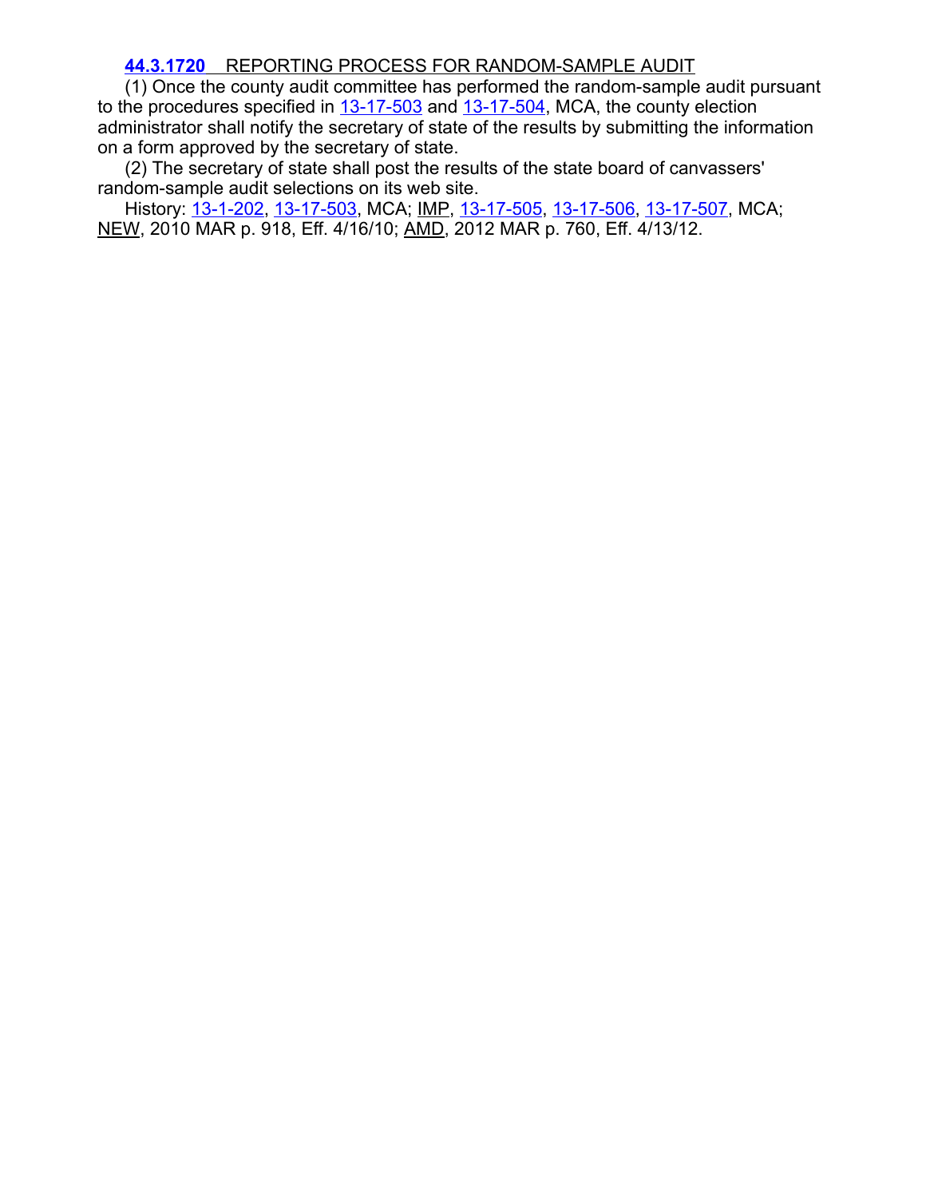**44.3.1720** REPORTING PROCESS FOR RANDOM-SAMPLE AUDIT

(1) Once the county audit committee has performed the random-sample audit pursuant to the procedures specified in 13-17-503 and 13-17-504, MCA, the county election administrator shall notify the secretary of state of the results by submitting the information on a form approved by the secretary of state.

(2) The secretary of state shall post the results of the state board of canvassers' random-sample audit selections on its web site.

History: 13-1-202, 13-17-503, MCA; IMP, 13-17-505, 13-17-506, 13-17-507, MCA; NEW, 2010 MAR p. 918, Eff. 4/16/10; AMD, 2012 MAR p. 760, Eff. 4/13/12.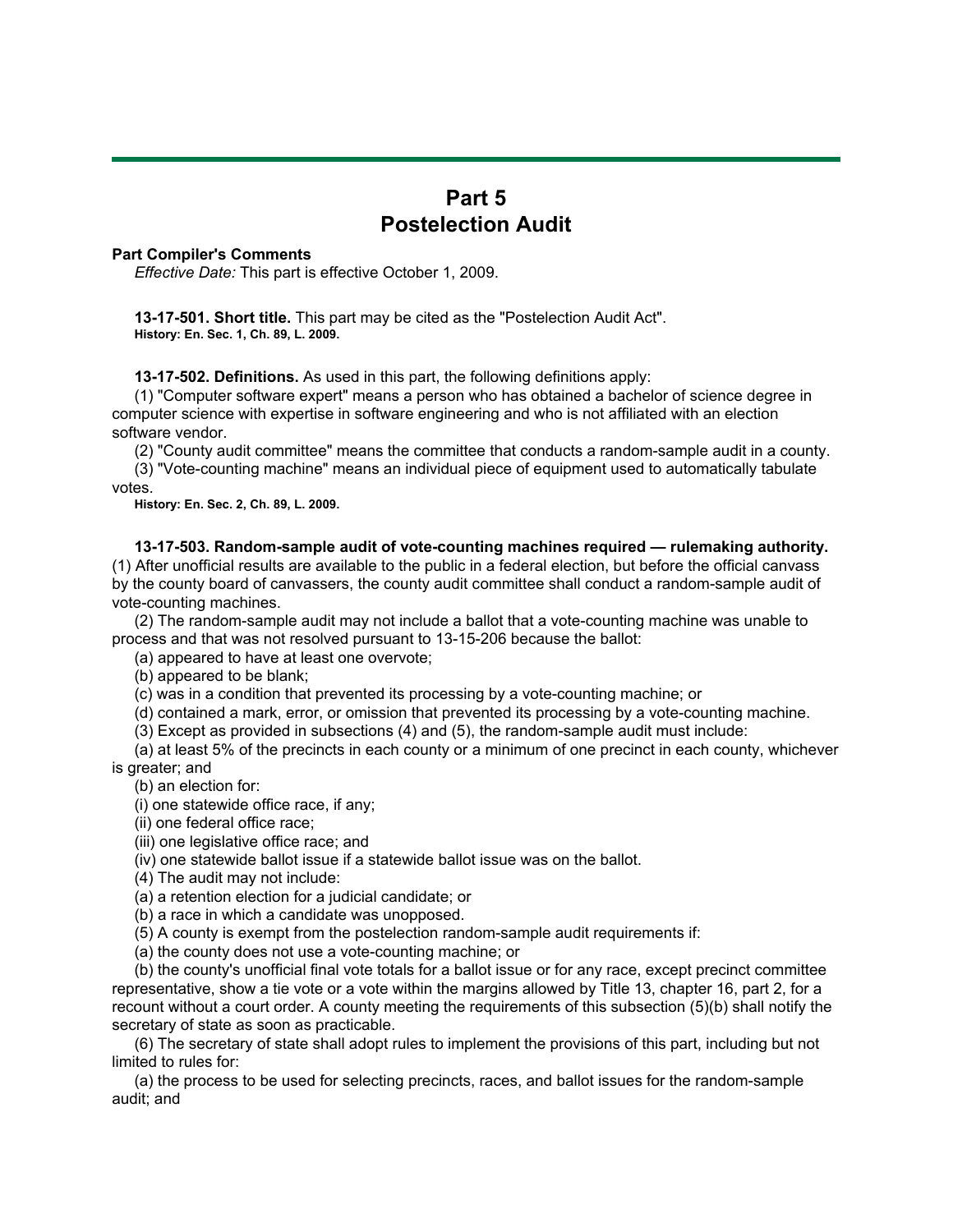# Part 5
# Postelection Audit

**Part Compiler's Comments**

*Effective Date:* This part is effective October 1, 2009.

**13-17-501. Short title.** This part may be cited as the "Postelection Audit Act".

**History: En. Sec. 1, Ch. 89, L. 2009.**

**13-17-502. Definitions.** As used in this part, the following definitions apply:

(1) "Computer software expert" means a person who has obtained a bachelor of science degree in computer science with expertise in software engineering and who is not affiliated with an election software vendor.

(2) "County audit committee" means the committee that conducts a random-sample audit in a county.

(3) "Vote-counting machine" means an individual piece of equipment used to automatically tabulate votes.

**History: En. Sec. 2, Ch. 89, L. 2009.**

**13-17-503. Random-sample audit of vote-counting machines required — rulemaking authority.** (1) After unofficial results are available to the public in a federal election, but before the official canvass by the county board of canvassers, the county audit committee shall conduct a random-sample audit of vote-counting machines.

(2) The random-sample audit may not include a ballot that a vote-counting machine was unable to process and that was not resolved pursuant to 13-15-206 because the ballot:

(a) appeared to have at least one overvote;

(b) appeared to be blank;

(c) was in a condition that prevented its processing by a vote-counting machine; or

(d) contained a mark, error, or omission that prevented its processing by a vote-counting machine.

(3) Except as provided in subsections (4) and (5), the random-sample audit must include:

(a) at least 5% of the precincts in each county or a minimum of one precinct in each county, whichever is greater; and

(b) an election for:

(i) one statewide office race, if any;

(ii) one federal office race;

(iii) one legislative office race; and

(iv) one statewide ballot issue if a statewide ballot issue was on the ballot.

(4) The audit may not include:

(a) a retention election for a judicial candidate; or

(b) a race in which a candidate was unopposed.

(5) A county is exempt from the postelection random-sample audit requirements if:

(a) the county does not use a vote-counting machine; or

(b) the county's unofficial final vote totals for a ballot issue or for any race, except precinct committee representative, show a tie vote or a vote within the margins allowed by Title 13, chapter 16, part 2, for a recount without a court order. A county meeting the requirements of this subsection (5)(b) shall notify the secretary of state as soon as practicable.

(6) The secretary of state shall adopt rules to implement the provisions of this part, including but not limited to rules for:

(a) the process to be used for selecting precincts, races, and ballot issues for the random-sample audit; and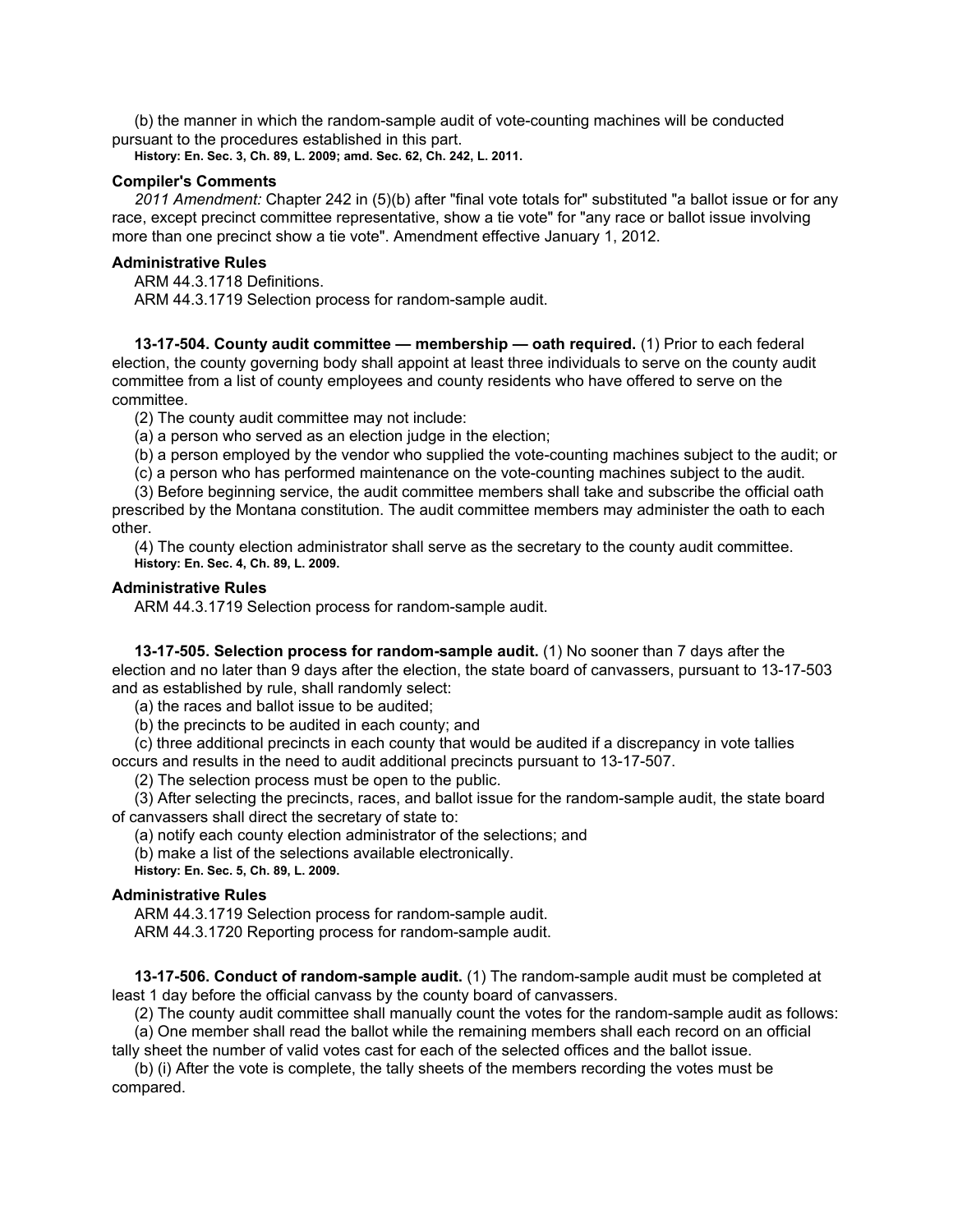(b) the manner in which the random-sample audit of vote-counting machines will be conducted pursuant to the procedures established in this part.

**History: En. Sec. 3, Ch. 89, L. 2009; amd. Sec. 62, Ch. 242, L. 2011.**

**Compiler's Comments**

*2011 Amendment:* Chapter 242 in (5)(b) after "final vote totals for" substituted "a ballot issue or for any race, except precinct committee representative, show a tie vote" for "any race or ballot issue involving more than one precinct show a tie vote". Amendment effective January 1, 2012.

**Administrative Rules**

ARM 44.3.1718 Definitions.

ARM 44.3.1719 Selection process for random-sample audit.

**13-17-504. County audit committee — membership — oath required.** (1) Prior to each federal election, the county governing body shall appoint at least three individuals to serve on the county audit committee from a list of county employees and county residents who have offered to serve on the committee.

(2) The county audit committee may not include:

(a) a person who served as an election judge in the election;

(b) a person employed by the vendor who supplied the vote-counting machines subject to the audit; or

(c) a person who has performed maintenance on the vote-counting machines subject to the audit.

(3) Before beginning service, the audit committee members shall take and subscribe the official oath prescribed by the Montana constitution. The audit committee members may administer the oath to each other.

(4) The county election administrator shall serve as the secretary to the county audit committee.

**History: En. Sec. 4, Ch. 89, L. 2009.**

**Administrative Rules**

ARM 44.3.1719 Selection process for random-sample audit.

**13-17-505. Selection process for random-sample audit.** (1) No sooner than 7 days after the election and no later than 9 days after the election, the state board of canvassers, pursuant to 13-17-503 and as established by rule, shall randomly select:

(a) the races and ballot issue to be audited;

(b) the precincts to be audited in each county; and

(c) three additional precincts in each county that would be audited if a discrepancy in vote tallies occurs and results in the need to audit additional precincts pursuant to 13-17-507.

(2) The selection process must be open to the public.

(3) After selecting the precincts, races, and ballot issue for the random-sample audit, the state board of canvassers shall direct the secretary of state to:

(a) notify each county election administrator of the selections; and

(b) make a list of the selections available electronically.

**History: En. Sec. 5, Ch. 89, L. 2009.**

**Administrative Rules**

ARM 44.3.1719 Selection process for random-sample audit.

ARM 44.3.1720 Reporting process for random-sample audit.

**13-17-506. Conduct of random-sample audit.** (1) The random-sample audit must be completed at least 1 day before the official canvass by the county board of canvassers.

(2) The county audit committee shall manually count the votes for the random-sample audit as follows:

(a) One member shall read the ballot while the remaining members shall each record on an official tally sheet the number of valid votes cast for each of the selected offices and the ballot issue.

(b) (i) After the vote is complete, the tally sheets of the members recording the votes must be compared.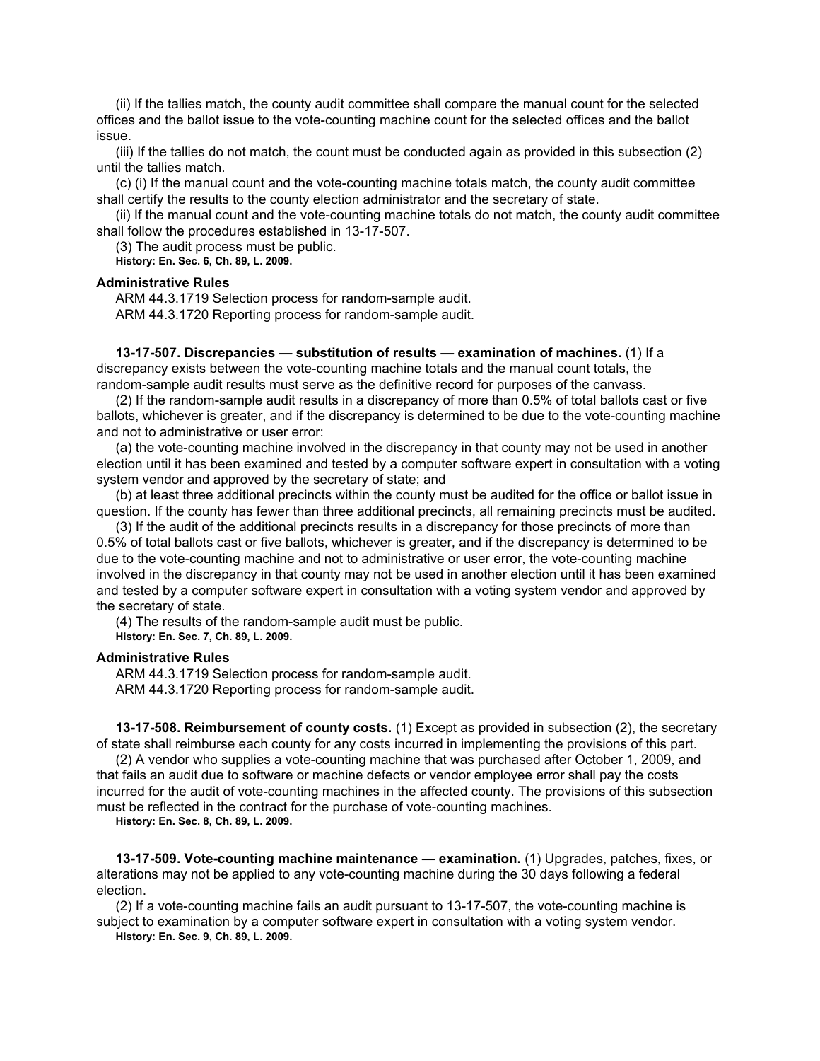(ii) If the tallies match, the county audit committee shall compare the manual count for the selected offices and the ballot issue to the vote-counting machine count for the selected offices and the ballot issue.

(iii) If the tallies do not match, the count must be conducted again as provided in this subsection (2) until the tallies match.

(c) (i) If the manual count and the vote-counting machine totals match, the county audit committee shall certify the results to the county election administrator and the secretary of state.

(ii) If the manual count and the vote-counting machine totals do not match, the county audit committee shall follow the procedures established in 13-17-507.

(3) The audit process must be public.

**History: En. Sec. 6, Ch. 89, L. 2009.**

**Administrative Rules**

ARM 44.3.1719 Selection process for random-sample audit.
ARM 44.3.1720 Reporting process for random-sample audit.

**13-17-507. Discrepancies — substitution of results — examination of machines.** (1) If a discrepancy exists between the vote-counting machine totals and the manual count totals, the random-sample audit results must serve as the definitive record for purposes of the canvass.

(2) If the random-sample audit results in a discrepancy of more than 0.5% of total ballots cast or five ballots, whichever is greater, and if the discrepancy is determined to be due to the vote-counting machine and not to administrative or user error:

(a) the vote-counting machine involved in the discrepancy in that county may not be used in another election until it has been examined and tested by a computer software expert in consultation with a voting system vendor and approved by the secretary of state; and

(b) at least three additional precincts within the county must be audited for the office or ballot issue in question. If the county has fewer than three additional precincts, all remaining precincts must be audited.

(3) If the audit of the additional precincts results in a discrepancy for those precincts of more than 0.5% of total ballots cast or five ballots, whichever is greater, and if the discrepancy is determined to be due to the vote-counting machine and not to administrative or user error, the vote-counting machine involved in the discrepancy in that county may not be used in another election until it has been examined and tested by a computer software expert in consultation with a voting system vendor and approved by the secretary of state.

(4) The results of the random-sample audit must be public.

**History: En. Sec. 7, Ch. 89, L. 2009.**

**Administrative Rules**

ARM 44.3.1719 Selection process for random-sample audit.
ARM 44.3.1720 Reporting process for random-sample audit.

**13-17-508. Reimbursement of county costs.** (1) Except as provided in subsection (2), the secretary of state shall reimburse each county for any costs incurred in implementing the provisions of this part.

(2) A vendor who supplies a vote-counting machine that was purchased after October 1, 2009, and that fails an audit due to software or machine defects or vendor employee error shall pay the costs incurred for the audit of vote-counting machines in the affected county. The provisions of this subsection must be reflected in the contract for the purchase of vote-counting machines.

**History: En. Sec. 8, Ch. 89, L. 2009.**

**13-17-509. Vote-counting machine maintenance — examination.** (1) Upgrades, patches, fixes, or alterations may not be applied to any vote-counting machine during the 30 days following a federal election.

(2) If a vote-counting machine fails an audit pursuant to 13-17-507, the vote-counting machine is subject to examination by a computer software expert in consultation with a voting system vendor.

**History: En. Sec. 9, Ch. 89, L. 2009.**